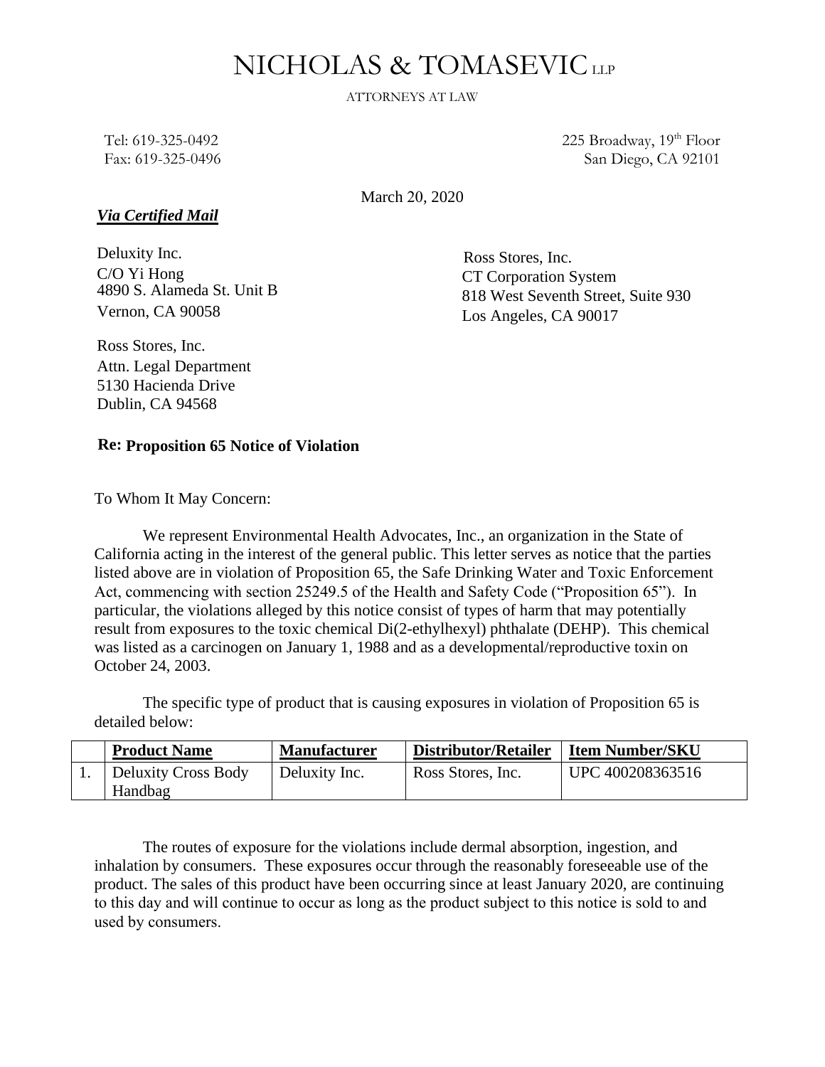# NICHOLAS & TOMASEVIC LLP

ATTORNEYS AT LAW

Tel: 619-325-0492
Fax: 619-325-0496

225 Broadway, 19th Floor
San Diego, CA 92101

March 20, 2020

***Via Certified Mail***

Deluxity Inc.
C/O Yi Hong
4890 S. Alameda St. Unit B
Vernon, CA 90058

Ross Stores, Inc.
CT Corporation System
818 West Seventh Street, Suite 930
Los Angeles, CA 90017

Ross Stores, Inc.
Attn. Legal Department
5130 Hacienda Drive
Dublin, CA 94568

**Re: Proposition 65 Notice of Violation**

To Whom It May Concern:

We represent Environmental Health Advocates, Inc., an organization in the State of California acting in the interest of the general public. This letter serves as notice that the parties listed above are in violation of Proposition 65, the Safe Drinking Water and Toxic Enforcement Act, commencing with section 25249.5 of the Health and Safety Code ("Proposition 65"). In particular, the violations alleged by this notice consist of types of harm that may potentially result from exposures to the toxic chemical Di(2-ethylhexyl) phthalate (DEHP). This chemical was listed as a carcinogen on January 1, 1988 and as a developmental/reproductive toxin on October 24, 2003.

The specific type of product that is causing exposures in violation of Proposition 65 is detailed below:

| | Product Name | Manufacturer | Distributor/Retailer | Item Number/SKU |
|---|---|---|---|---|
| 1. | Deluxity Cross Body Handbag | Deluxity Inc. | Ross Stores, Inc. | UPC 400208363516 |

The routes of exposure for the violations include dermal absorption, ingestion, and inhalation by consumers. These exposures occur through the reasonably foreseeable use of the product. The sales of this product have been occurring since at least January 2020, are continuing to this day and will continue to occur as long as the product subject to this notice is sold to and used by consumers.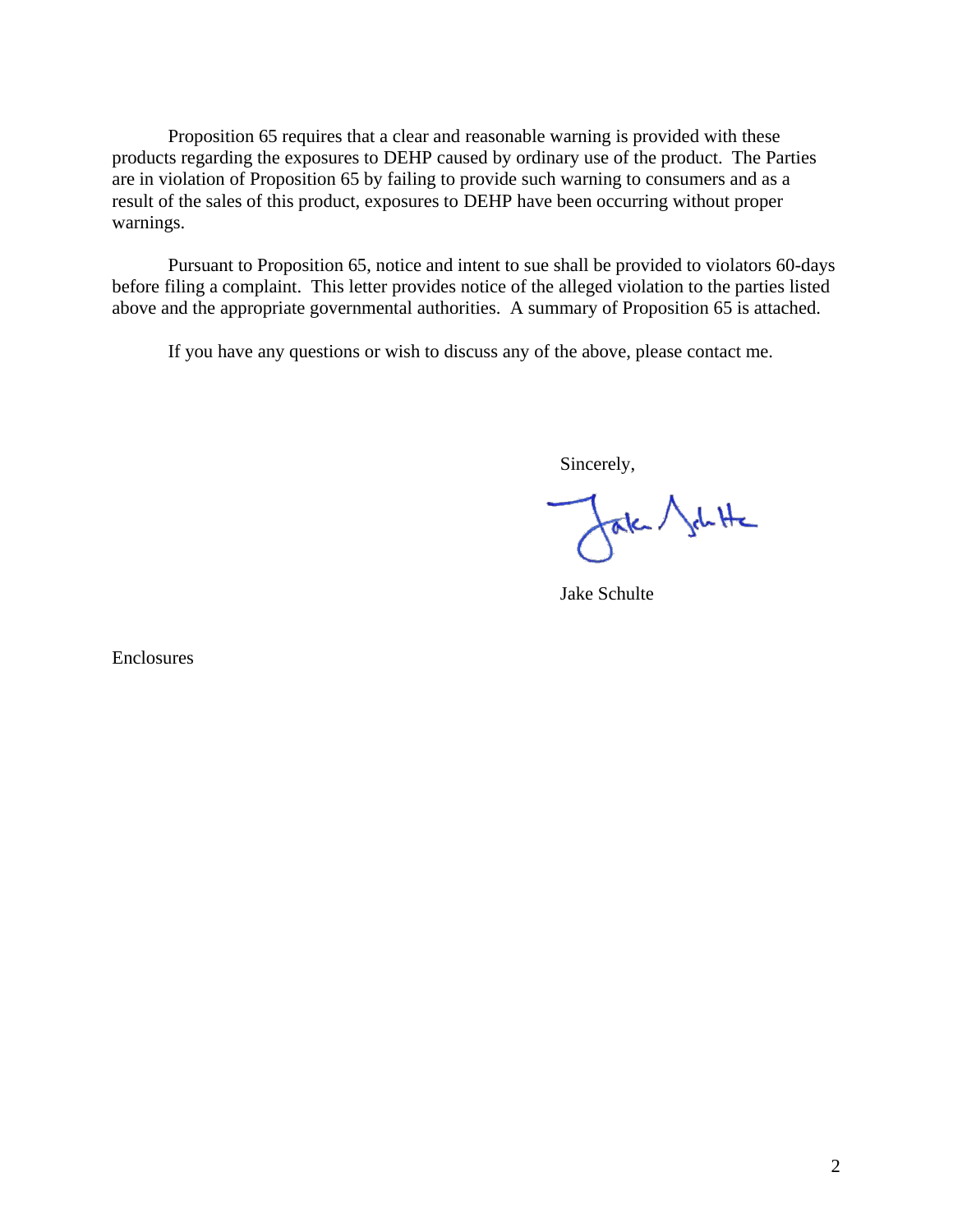Proposition 65 requires that a clear and reasonable warning is provided with these products regarding the exposures to DEHP caused by ordinary use of the product. The Parties are in violation of Proposition 65 by failing to provide such warning to consumers and as a result of the sales of this product, exposures to DEHP have been occurring without proper warnings.

Pursuant to Proposition 65, notice and intent to sue shall be provided to violators 60-days before filing a complaint. This letter provides notice of the alleged violation to the parties listed above and the appropriate governmental authorities. A summary of Proposition 65 is attached.

If you have any questions or wish to discuss any of the above, please contact me.

Sincerely,

Jake Schulte

Enclosures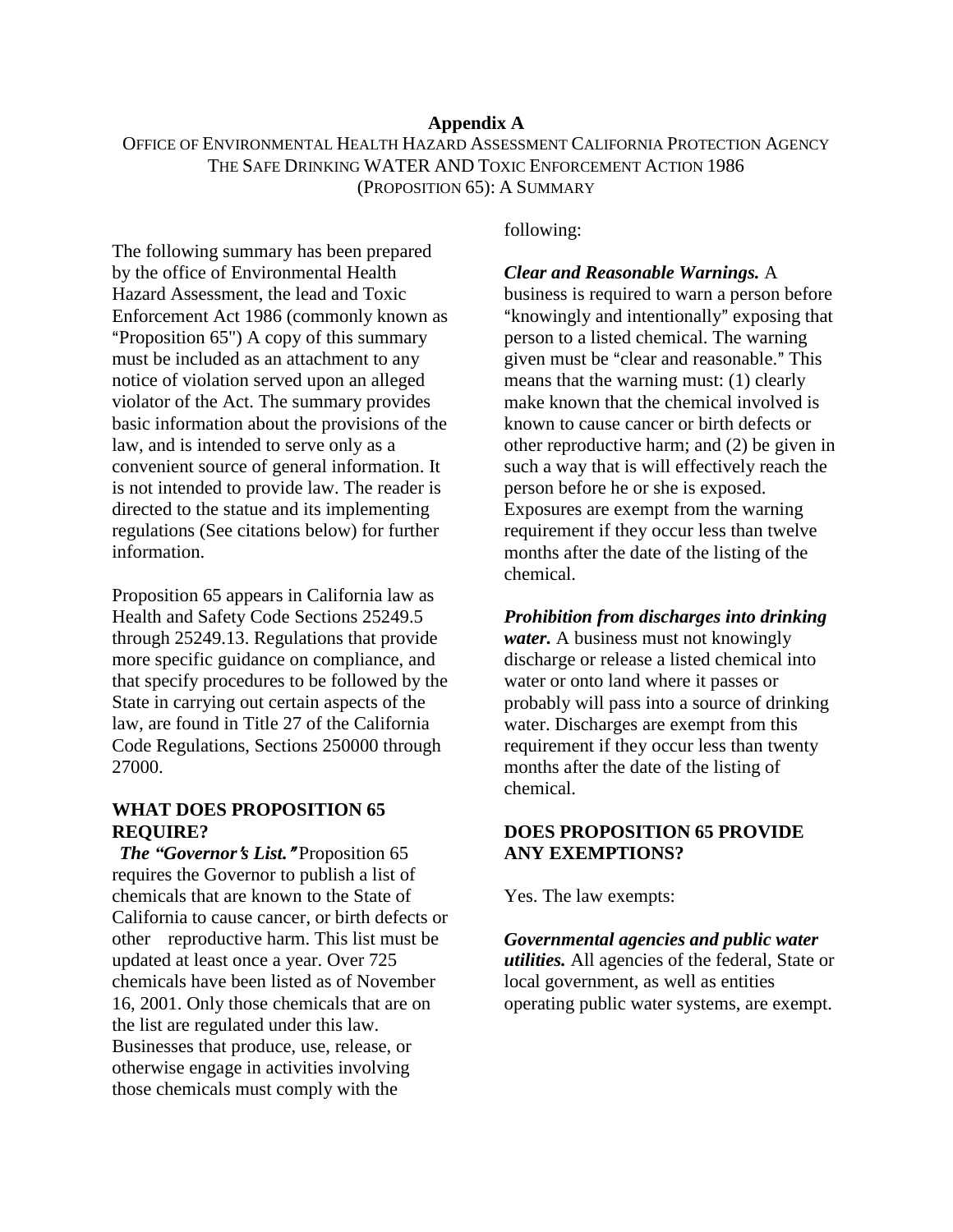## Appendix A

OFFICE OF ENVIRONMENTAL HEALTH HAZARD ASSESSMENT CALIFORNIA PROTECTION AGENCY
THE SAFE DRINKING WATER AND TOXIC ENFORCEMENT ACTION 1986
(PROPOSITION 65): A SUMMARY

The following summary has been prepared by the office of Environmental Health Hazard Assessment, the lead and Toxic Enforcement Act 1986 (commonly known as "Proposition 65") A copy of this summary must be included as an attachment to any notice of violation served upon an alleged violator of the Act. The summary provides basic information about the provisions of the law, and is intended to serve only as a convenient source of general information. It is not intended to provide law. The reader is directed to the statue and its implementing regulations (See citations below) for further information.

Proposition 65 appears in California law as Health and Safety Code Sections 25249.5 through 25249.13. Regulations that provide more specific guidance on compliance, and that specify procedures to be followed by the State in carrying out certain aspects of the law, are found in Title 27 of the California Code Regulations, Sections 250000 through 27000.

### WHAT DOES PROPOSITION 65 REQUIRE?

***The "Governor's List."*** Proposition 65 requires the Governor to publish a list of chemicals that are known to the State of California to cause cancer, or birth defects or other reproductive harm. This list must be updated at least once a year. Over 725 chemicals have been listed as of November 16, 2001. Only those chemicals that are on the list are regulated under this law. Businesses that produce, use, release, or otherwise engage in activities involving those chemicals must comply with the following:

***Clear and Reasonable Warnings.*** A business is required to warn a person before "knowingly and intentionally" exposing that person to a listed chemical. The warning given must be "clear and reasonable." This means that the warning must: (1) clearly make known that the chemical involved is known to cause cancer or birth defects or other reproductive harm; and (2) be given in such a way that is will effectively reach the person before he or she is exposed. Exposures are exempt from the warning requirement if they occur less than twelve months after the date of the listing of the chemical.

***Prohibition from discharges into drinking water.*** A business must not knowingly discharge or release a listed chemical into water or onto land where it passes or probably will pass into a source of drinking water. Discharges are exempt from this requirement if they occur less than twenty months after the date of the listing of chemical.

### DOES PROPOSITION 65 PROVIDE ANY EXEMPTIONS?

Yes. The law exempts:

***Governmental agencies and public water utilities.*** All agencies of the federal, State or local government, as well as entities operating public water systems, are exempt.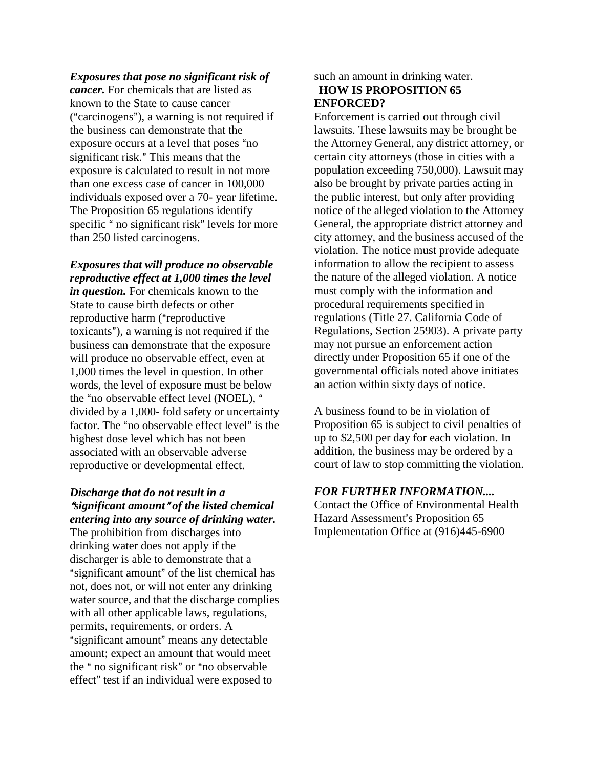***Exposures that pose no significant risk of cancer.*** For chemicals that are listed as known to the State to cause cancer ("carcinogens"), a warning is not required if the business can demonstrate that the exposure occurs at a level that poses "no significant risk." This means that the exposure is calculated to result in not more than one excess case of cancer in 100,000 individuals exposed over a 70- year lifetime. The Proposition 65 regulations identify specific " no significant risk" levels for more than 250 listed carcinogens.

***Exposures that will produce no observable reproductive effect at 1,000 times the level in question.*** For chemicals known to the State to cause birth defects or other reproductive harm ("reproductive toxicants"), a warning is not required if the business can demonstrate that the exposure will produce no observable effect, even at 1,000 times the level in question. In other words, the level of exposure must be below the "no observable effect level (NOEL), " divided by a 1,000- fold safety or uncertainty factor. The "no observable effect level" is the highest dose level which has not been associated with an observable adverse reproductive or developmental effect.

***Discharge that do not result in a "significant amount" of the listed chemical entering into any source of drinking water.*** The prohibition from discharges into drinking water does not apply if the discharger is able to demonstrate that a "significant amount" of the list chemical has not, does not, or will not enter any drinking water source, and that the discharge complies with all other applicable laws, regulations, permits, requirements, or orders. A "significant amount" means any detectable amount; expect an amount that would meet the " no significant risk" or "no observable effect" test if an individual were exposed to such an amount in drinking water.

## HOW IS PROPOSITION 65 ENFORCED?

Enforcement is carried out through civil lawsuits. These lawsuits may be brought be the Attorney General, any district attorney, or certain city attorneys (those in cities with a population exceeding 750,000). Lawsuit may also be brought by private parties acting in the public interest, but only after providing notice of the alleged violation to the Attorney General, the appropriate district attorney and city attorney, and the business accused of the violation. The notice must provide adequate information to allow the recipient to assess the nature of the alleged violation. A notice must comply with the information and procedural requirements specified in regulations (Title 27. California Code of Regulations, Section 25903). A private party may not pursue an enforcement action directly under Proposition 65 if one of the governmental officials noted above initiates an action within sixty days of notice.

A business found to be in violation of Proposition 65 is subject to civil penalties of up to $2,500 per day for each violation. In addition, the business may be ordered by a court of law to stop committing the violation.

***FOR FURTHER INFORMATION....***

Contact the Office of Environmental Health Hazard Assessment's Proposition 65 Implementation Office at (916)445-6900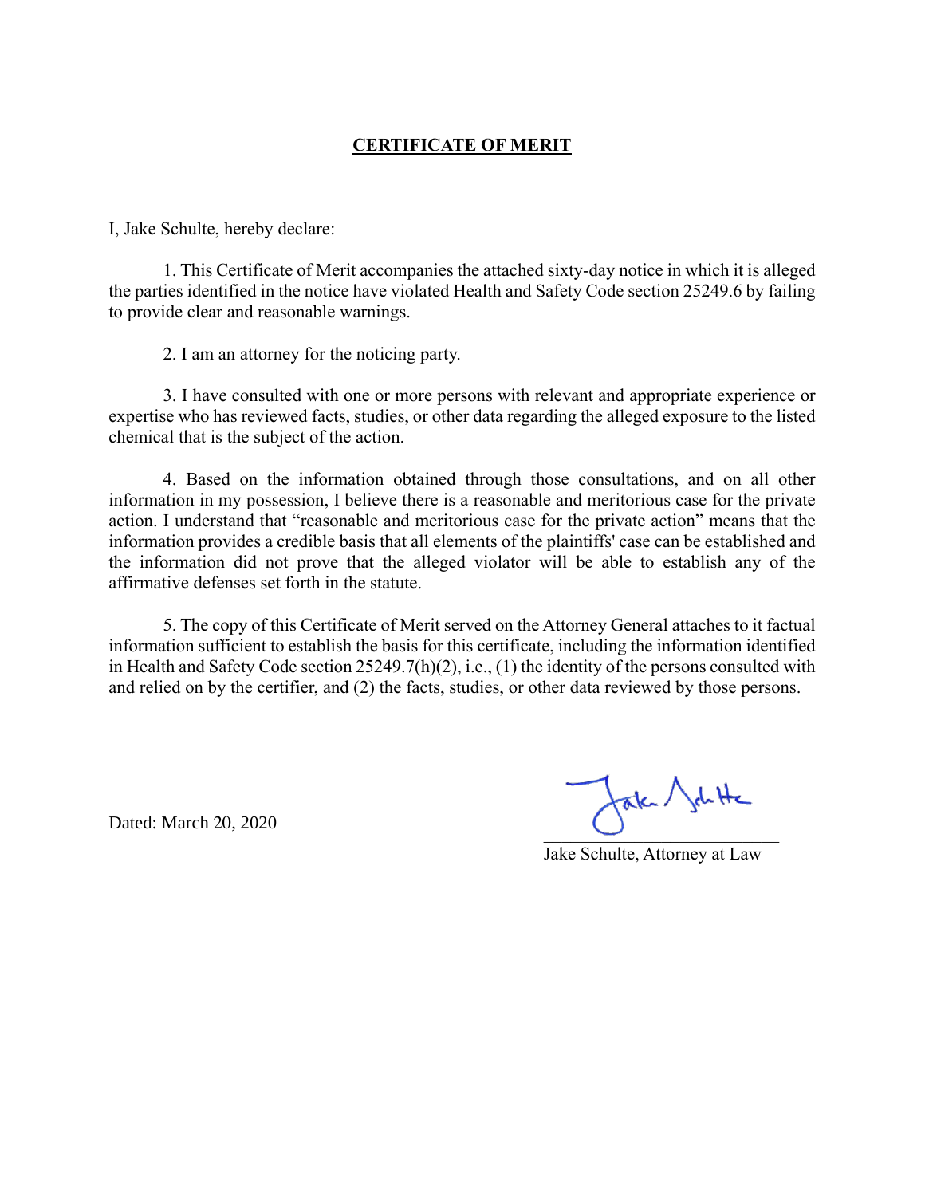# CERTIFICATE OF MERIT

I, Jake Schulte, hereby declare:

1. This Certificate of Merit accompanies the attached sixty-day notice in which it is alleged the parties identified in the notice have violated Health and Safety Code section 25249.6 by failing to provide clear and reasonable warnings.

2. I am an attorney for the noticing party.

3. I have consulted with one or more persons with relevant and appropriate experience or expertise who has reviewed facts, studies, or other data regarding the alleged exposure to the listed chemical that is the subject of the action.

4. Based on the information obtained through those consultations, and on all other information in my possession, I believe there is a reasonable and meritorious case for the private action. I understand that "reasonable and meritorious case for the private action" means that the information provides a credible basis that all elements of the plaintiffs' case can be established and the information did not prove that the alleged violator will be able to establish any of the affirmative defenses set forth in the statute.

5. The copy of this Certificate of Merit served on the Attorney General attaches to it factual information sufficient to establish the basis for this certificate, including the information identified in Health and Safety Code section 25249.7(h)(2), i.e., (1) the identity of the persons consulted with and relied on by the certifier, and (2) the facts, studies, or other data reviewed by those persons.

Dated: March 20, 2020

Jake Schulte, Attorney at Law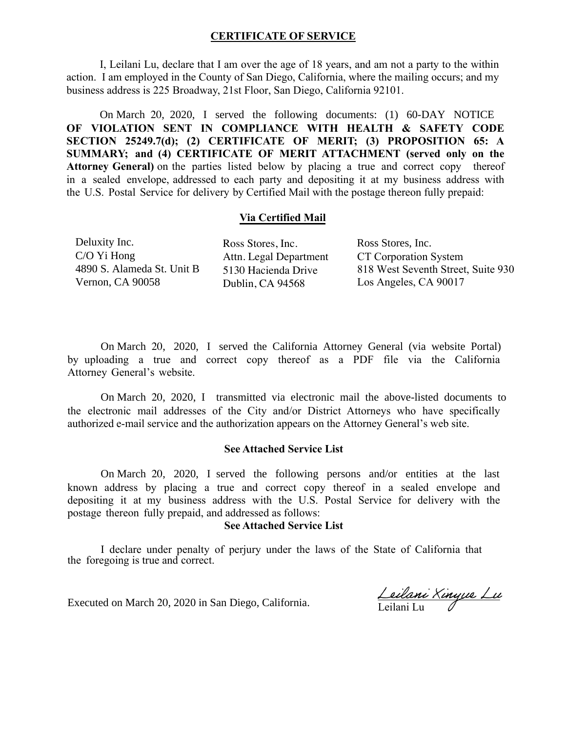## CERTIFICATE OF SERVICE

I, Leilani Lu, declare that I am over the age of 18 years, and am not a party to the within action. I am employed in the County of San Diego, California, where the mailing occurs; and my business address is 225 Broadway, 21st Floor, San Diego, California 92101.

On March 20, 2020, I served the following documents: (1) 60-DAY NOTICE **OF VIOLATION SENT IN COMPLIANCE WITH HEALTH & SAFETY CODE SECTION 25249.7(d); (2) CERTIFICATE OF MERIT; (3) PROPOSITION 65: A SUMMARY; and (4) CERTIFICATE OF MERIT ATTACHMENT (served only on the Attorney General)** on the parties listed below by placing a true and correct copy thereof in a sealed envelope, addressed to each party and depositing it at my business address with the U.S. Postal Service for delivery by Certified Mail with the postage thereon fully prepaid:

**Via Certified Mail**

Deluxity Inc.
C/O Yi Hong
4890 S. Alameda St. Unit B
Vernon, CA 90058

Ross Stores, Inc.
Attn. Legal Department
5130 Hacienda Drive
Dublin, CA 94568

Ross Stores, Inc.
CT Corporation System
818 West Seventh Street, Suite 930
Los Angeles, CA 90017

On March 20, 2020, I served the California Attorney General (via website Portal) by uploading a true and correct copy thereof as a PDF file via the California Attorney General's website.

On March 20, 2020, I transmitted via electronic mail the above-listed documents to the electronic mail addresses of the City and/or District Attorneys who have specifically authorized e-mail service and the authorization appears on the Attorney General's web site.

**See Attached Service List**

On March 20, 2020, I served the following persons and/or entities at the last known address by placing a true and correct copy thereof in a sealed envelope and depositing it at my business address with the U.S. Postal Service for delivery with the postage thereon fully prepaid, and addressed as follows:

**See Attached Service List**

I declare under penalty of perjury under the laws of the State of California that the foregoing is true and correct.

Executed on March 20, 2020 in San Diego, California.

*Leilani Xinyue Lu*
Leilani Lu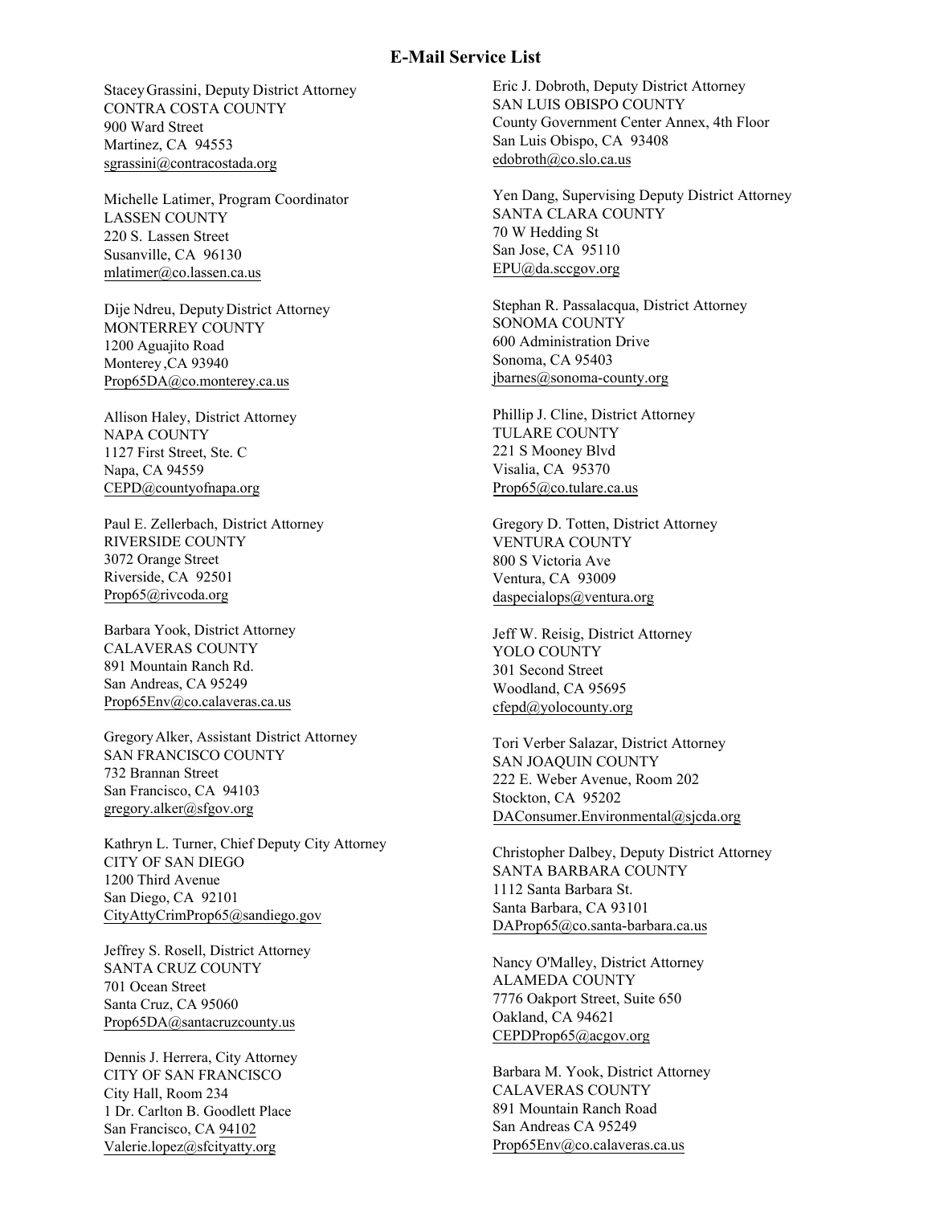# E-Mail Service List

Stacey Grassini, Deputy District Attorney
CONTRA COSTA COUNTY
900 Ward Street
Martinez, CA 94553
sgrassini@contracostada.org

Michelle Latimer, Program Coordinator
LASSEN COUNTY
220 S. Lassen Street
Susanville, CA 96130
mlatimer@co.lassen.ca.us

Dije Ndreu, Deputy District Attorney
MONTERREY COUNTY
1200 Aguajito Road
Monterey ,CA 93940
Prop65DA@co.monterey.ca.us

Allison Haley, District Attorney
NAPA COUNTY
1127 First Street, Ste. C
Napa, CA 94559
CEPD@countyofnapa.org

Paul E. Zellerbach, District Attorney
RIVERSIDE COUNTY
3072 Orange Street
Riverside, CA 92501
Prop65@rivcoda.org

Barbara Yook, District Attorney
CALAVERAS COUNTY
891 Mountain Ranch Rd.
San Andreas, CA 95249
Prop65Env@co.calaveras.ca.us

Gregory Alker, Assistant District Attorney
SAN FRANCISCO COUNTY
732 Brannan Street
San Francisco, CA 94103
gregory.alker@sfgov.org

Kathryn L. Turner, Chief Deputy City Attorney
CITY OF SAN DIEGO
1200 Third Avenue
San Diego, CA 92101
CityAttyCrimProp65@sandiego.gov

Jeffrey S. Rosell, District Attorney
SANTA CRUZ COUNTY
701 Ocean Street
Santa Cruz, CA 95060
Prop65DA@santacruzcounty.us

Dennis J. Herrera, City Attorney
CITY OF SAN FRANCISCO
City Hall, Room 234
1 Dr. Carlton B. Goodlett Place
San Francisco, CA 94102
Valerie.lopez@sfcityatty.org

Eric J. Dobroth, Deputy District Attorney
SAN LUIS OBISPO COUNTY
County Government Center Annex, 4th Floor
San Luis Obispo, CA 93408
edobroth@co.slo.ca.us

Yen Dang, Supervising Deputy District Attorney
SANTA CLARA COUNTY
70 W Hedding St
San Jose, CA 95110
EPU@da.sccgov.org

Stephan R. Passalacqua, District Attorney
SONOMA COUNTY
600 Administration Drive
Sonoma, CA 95403
jbarnes@sonoma-county.org

Phillip J. Cline, District Attorney
TULARE COUNTY
221 S Mooney Blvd
Visalia, CA 95370
Prop65@co.tulare.ca.us

Gregory D. Totten, District Attorney
VENTURA COUNTY
800 S Victoria Ave
Ventura, CA 93009
daspecialops@ventura.org

Jeff W. Reisig, District Attorney
YOLO COUNTY
301 Second Street
Woodland, CA 95695
cfepd@yolocounty.org

Tori Verber Salazar, District Attorney
SAN JOAQUIN COUNTY
222 E. Weber Avenue, Room 202
Stockton, CA 95202
DAConsumer.Environmental@sjcda.org

Christopher Dalbey, Deputy District Attorney
SANTA BARBARA COUNTY
1112 Santa Barbara St.
Santa Barbara, CA 93101
DAProp65@co.santa-barbara.ca.us

Nancy O'Malley, District Attorney
ALAMEDA COUNTY
7776 Oakport Street, Suite 650
Oakland, CA 94621
CEPDProp65@acgov.org

Barbara M. Yook, District Attorney
CALAVERAS COUNTY
891 Mountain Ranch Road
San Andreas CA 95249
Prop65Env@co.calaveras.ca.us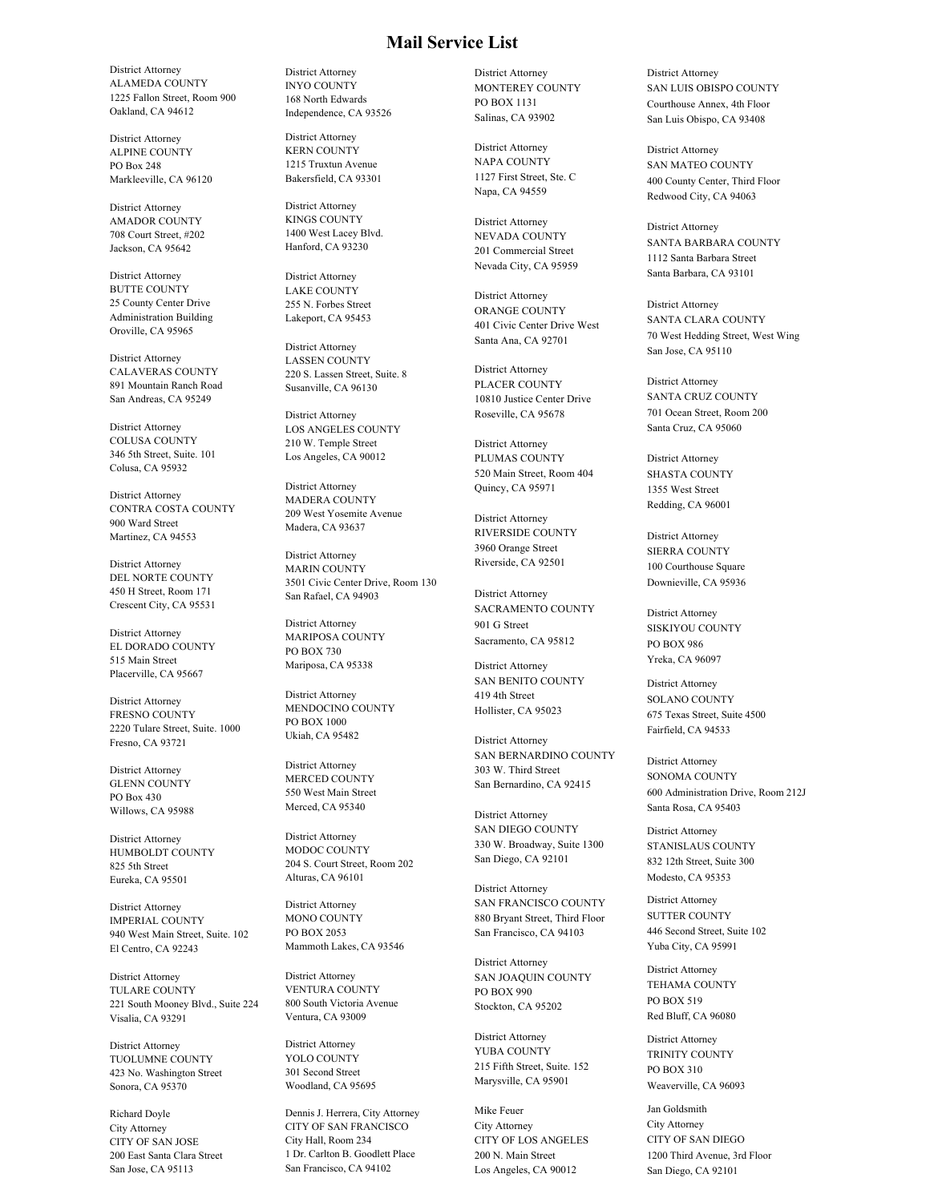# Mail Service List

District Attorney
ALAMEDA COUNTY
1225 Fallon Street, Room 900
Oakland, CA 94612

District Attorney
ALPINE COUNTY
PO Box 248
Markleeville, CA 96120

District Attorney
AMADOR COUNTY
708 Court Street, #202
Jackson, CA 95642

District Attorney
BUTTE COUNTY
25 County Center Drive
Administration Building
Oroville, CA 95965

District Attorney
CALAVERAS COUNTY
891 Mountain Ranch Road
San Andreas, CA 95249

District Attorney
COLUSA COUNTY
346 5th Street, Suite. 101
Colusa, CA 95932

District Attorney
CONTRA COSTA COUNTY
900 Ward Street
Martinez, CA 94553

District Attorney
DEL NORTE COUNTY
450 H Street, Room 171
Crescent City, CA 95531

District Attorney
EL DORADO COUNTY
515 Main Street
Placerville, CA 95667

District Attorney
FRESNO COUNTY
2220 Tulare Street, Suite. 1000
Fresno, CA 93721

District Attorney
GLENN COUNTY
PO Box 430
Willows, CA 95988

District Attorney
HUMBOLDT COUNTY
825 5th Street
Eureka, CA 95501

District Attorney
IMPERIAL COUNTY
940 West Main Street, Suite. 102
El Centro, CA 92243

District Attorney
TULARE COUNTY
221 South Mooney Blvd., Suite 224
Visalia, CA 93291

District Attorney
TUOLUMNE COUNTY
423 No. Washington Street
Sonora, CA 95370

Richard Doyle
City Attorney
CITY OF SAN JOSE
200 East Santa Clara Street
San Jose, CA 95113

District Attorney
INYO COUNTY
168 North Edwards
Independence, CA 93526

District Attorney
KERN COUNTY
1215 Truxtun Avenue
Bakersfield, CA 93301

District Attorney
KINGS COUNTY
1400 West Lacey Blvd.
Hanford, CA 93230

District Attorney
LAKE COUNTY
255 N. Forbes Street
Lakeport, CA 95453

District Attorney
LASSEN COUNTY
220 S. Lassen Street, Suite. 8
Susanville, CA 96130

District Attorney
LOS ANGELES COUNTY
210 W. Temple Street
Los Angeles, CA 90012

District Attorney
MADERA COUNTY
209 West Yosemite Avenue
Madera, CA 93637

District Attorney
MARIN COUNTY
3501 Civic Center Drive, Room 130
San Rafael, CA 94903

District Attorney
MARIPOSA COUNTY
PO BOX 730
Mariposa, CA 95338

District Attorney
MENDOCINO COUNTY
PO BOX 1000
Ukiah, CA 95482

District Attorney
MERCED COUNTY
550 West Main Street
Merced, CA 95340

District Attorney
MODOC COUNTY
204 S. Court Street, Room 202
Alturas, CA 96101

District Attorney
MONO COUNTY
PO BOX 2053
Mammoth Lakes, CA 93546

District Attorney
VENTURA COUNTY
800 South Victoria Avenue
Ventura, CA 93009

District Attorney
YOLO COUNTY
301 Second Street
Woodland, CA 95695

Dennis J. Herrera, City Attorney
CITY OF SAN FRANCISCO
City Hall, Room 234
1 Dr. Carlton B. Goodlett Place
San Francisco, CA 94102

District Attorney
MONTEREY COUNTY
PO BOX 1131
Salinas, CA 93902

District Attorney
NAPA COUNTY
1127 First Street, Ste. C
Napa, CA 94559

District Attorney
NEVADA COUNTY
201 Commercial Street
Nevada City, CA 95959

District Attorney
ORANGE COUNTY
401 Civic Center Drive West
Santa Ana, CA 92701

District Attorney
PLACER COUNTY
10810 Justice Center Drive
Roseville, CA 95678

District Attorney
PLUMAS COUNTY
520 Main Street, Room 404
Quincy, CA 95971

District Attorney
RIVERSIDE COUNTY
3960 Orange Street
Riverside, CA 92501

District Attorney
SACRAMENTO COUNTY
901 G Street
Sacramento, CA 95812

District Attorney
SAN BENITO COUNTY
419 4th Street
Hollister, CA 95023

District Attorney
SAN BERNARDINO COUNTY
303 W. Third Street
San Bernardino, CA 92415

District Attorney
SAN DIEGO COUNTY
330 W. Broadway, Suite 1300
San Diego, CA 92101

District Attorney
SAN FRANCISCO COUNTY
880 Bryant Street, Third Floor
San Francisco, CA 94103

District Attorney
SAN JOAQUIN COUNTY
PO BOX 990
Stockton, CA 95202

District Attorney
YUBA COUNTY
215 Fifth Street, Suite. 152
Marysville, CA 95901

Mike Feuer
City Attorney
CITY OF LOS ANGELES
200 N. Main Street
Los Angeles, CA 90012

District Attorney
SAN LUIS OBISPO COUNTY
Courthouse Annex, 4th Floor
San Luis Obispo, CA 93408

District Attorney
SAN MATEO COUNTY
400 County Center, Third Floor
Redwood City, CA 94063

District Attorney
SANTA BARBARA COUNTY
1112 Santa Barbara Street
Santa Barbara, CA 93101

District Attorney
SANTA CLARA COUNTY
70 West Hedding Street, West Wing
San Jose, CA 95110

District Attorney
SANTA CRUZ COUNTY
701 Ocean Street, Room 200
Santa Cruz, CA 95060

District Attorney
SHASTA COUNTY
1355 West Street
Redding, CA 96001

District Attorney
SIERRA COUNTY
100 Courthouse Square
Downieville, CA 95936

District Attorney
SISKIYOU COUNTY
PO BOX 986
Yreka, CA 96097

District Attorney
SOLANO COUNTY
675 Texas Street, Suite 4500
Fairfield, CA 94533

District Attorney
SONOMA COUNTY
600 Administration Drive, Room 212J
Santa Rosa, CA 95403

District Attorney
STANISLAUS COUNTY
832 12th Street, Suite 300
Modesto, CA 95353

District Attorney
SUTTER COUNTY
446 Second Street, Suite 102
Yuba City, CA 95991

District Attorney
TEHAMA COUNTY
PO BOX 519
Red Bluff, CA 96080

District Attorney
TRINITY COUNTY
PO BOX 310
Weaverville, CA 96093

Jan Goldsmith
City Attorney
CITY OF SAN DIEGO
1200 Third Avenue, 3rd Floor
San Diego, CA 92101